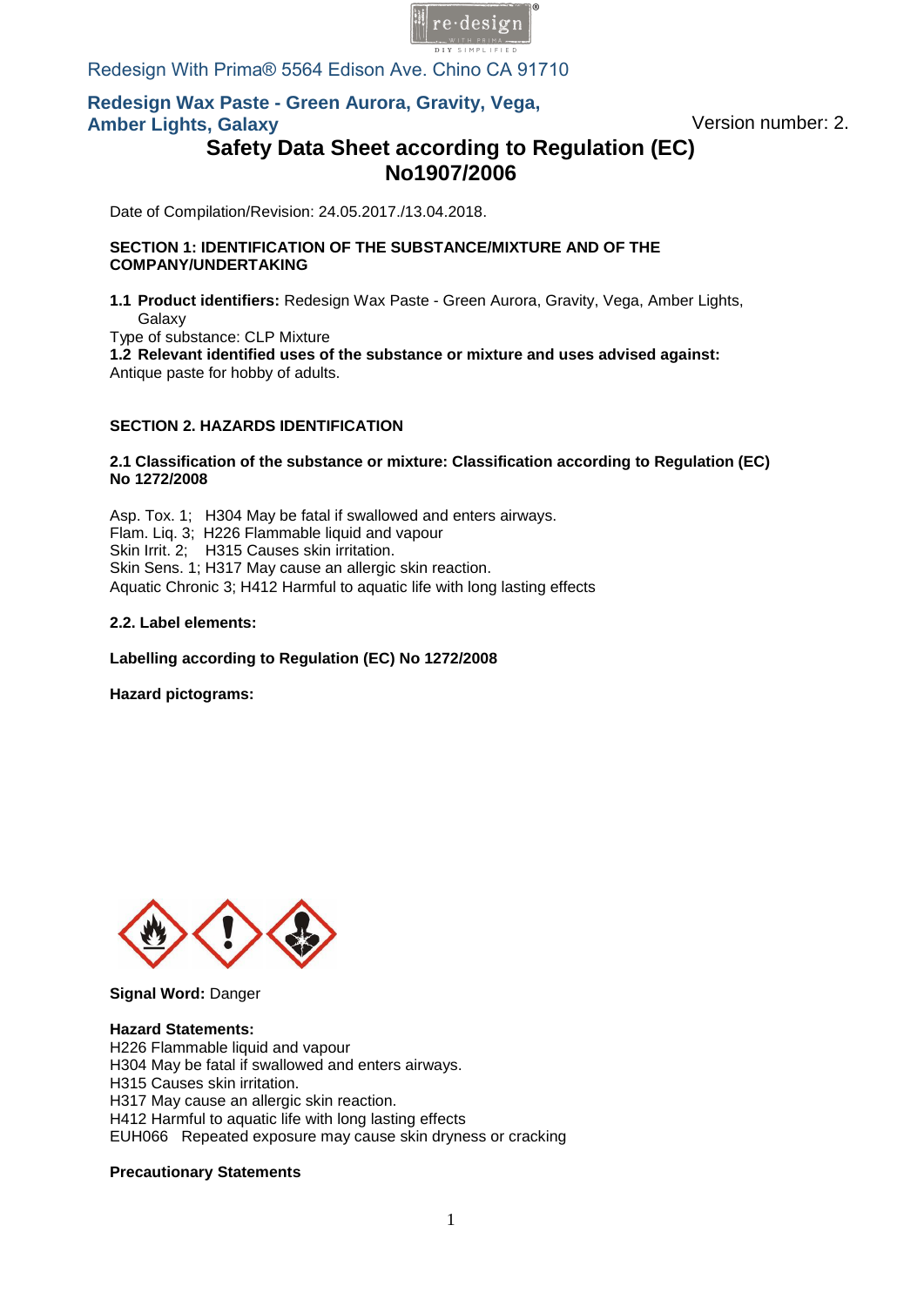Redesign With Prima® 5564 Edison Ave. Chino CA 91710

**Redesign Wax Paste - Green Aurora, Gravity, Vega, Amber Lights, Galaxy**

Version number: 2.

# Safety Data Sheet according to Regulation (EC) No1907/2006

Date of Compilation/Revision: 24.05.2017./13.04.2018.

## SECTION 1: IDENTIFICATION OF THE SUBSTANCE/MIXTURE AND OF THE COMPANY/UNDERTAKING

**1.1 Product identifiers:** Redesign Wax Paste - Green Aurora, Gravity, Vega, Amber Lights, Galaxy

Type of substance: CLP Mixture

**1.2 Relevant identified uses of the substance or mixture and uses advised against:**

Antique paste for hobby of adults.

## SECTION 2. HAZARDS IDENTIFICATION

### 2.1 Classification of the substance or mixture: Classification according to Regulation (EC) No 1272/2008

Asp. Tox. 1; H304 May be fatal if swallowed and enters airways.
Flam. Liq. 3; H226 Flammable liquid and vapour
Skin Irrit. 2; H315 Causes skin irritation.
Skin Sens. 1; H317 May cause an allergic skin reaction.
Aquatic Chronic 3; H412 Harmful to aquatic life with long lasting effects

### 2.2. Label elements:

**Labelling according to Regulation (EC) No 1272/2008**

**Hazard pictograms:**

**Signal Word:** Danger

**Hazard Statements:**
H226 Flammable liquid and vapour
H304 May be fatal if swallowed and enters airways.
H315 Causes skin irritation.
H317 May cause an allergic skin reaction.
H412 Harmful to aquatic life with long lasting effects
EUH066 Repeated exposure may cause skin dryness or cracking

**Precautionary Statements**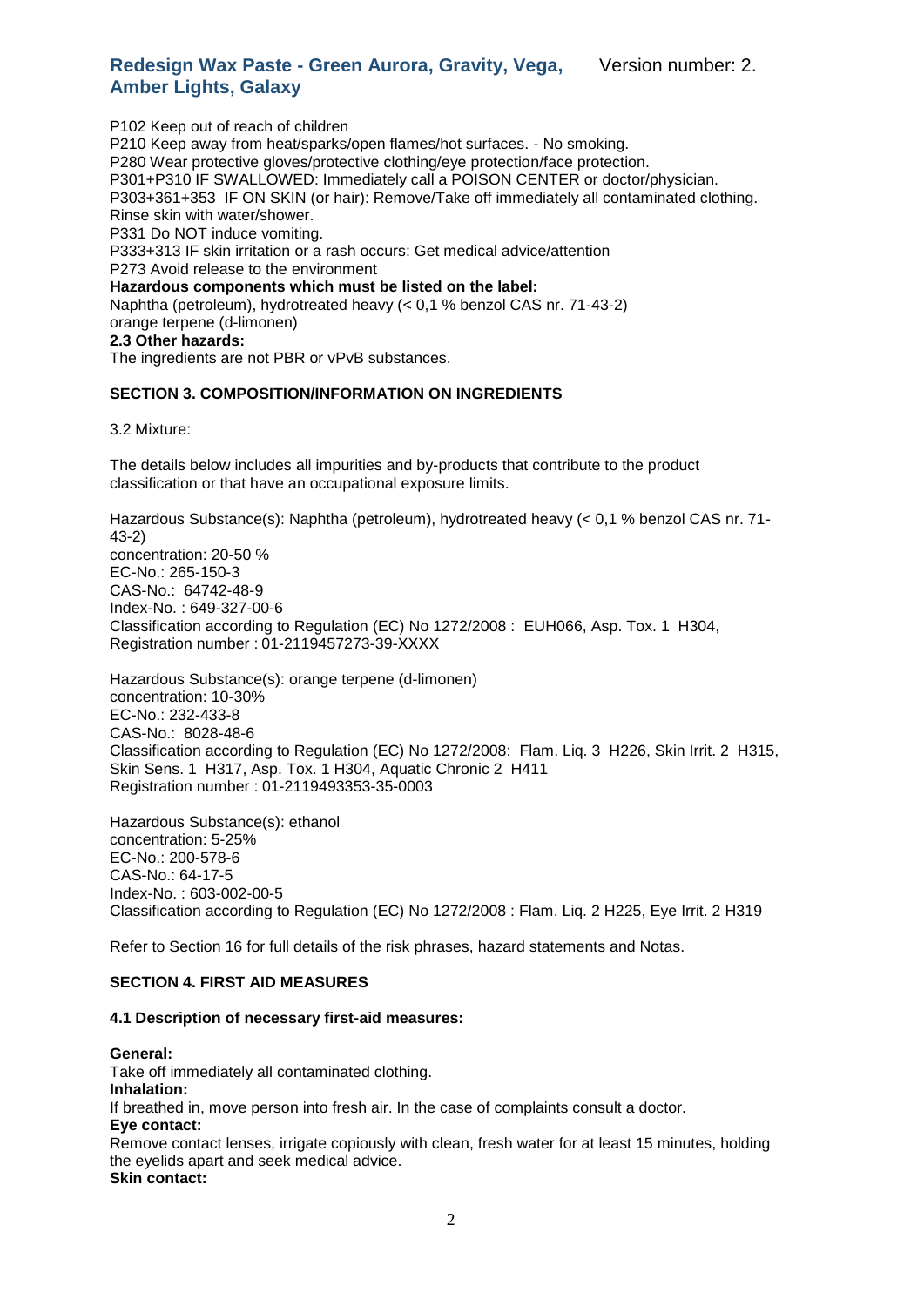P102 Keep out of reach of children
P210 Keep away from heat/sparks/open flames/hot surfaces. - No smoking.
P280 Wear protective gloves/protective clothing/eye protection/face protection.
P301+P310 IF SWALLOWED: Immediately call a POISON CENTER or doctor/physician.
P303+361+353 IF ON SKIN (or hair): Remove/Take off immediately all contaminated clothing. Rinse skin with water/shower.
P331 Do NOT induce vomiting.
P333+313 IF skin irritation or a rash occurs: Get medical advice/attention
P273 Avoid release to the environment

**Hazardous components which must be listed on the label:**

Naphtha (petroleum), hydrotreated heavy (< 0,1 % benzol CAS nr. 71-43-2)
orange terpene (d-limonen)

**2.3 Other hazards:**

The ingredients are not PBR or vPvB substances.

## SECTION 3. COMPOSITION/INFORMATION ON INGREDIENTS

3.2 Mixture:

The details below includes all impurities and by-products that contribute to the product classification or that have an occupational exposure limits.

Hazardous Substance(s): Naphtha (petroleum), hydrotreated heavy (< 0,1 % benzol CAS nr. 71-43-2)
concentration: 20-50 %
EC-No.: 265-150-3
CAS-No.: 64742-48-9
Index-No. : 649-327-00-6
Classification according to Regulation (EC) No 1272/2008 : EUH066, Asp. Tox. 1 H304,
Registration number : 01-2119457273-39-XXXX

Hazardous Substance(s): orange terpene (d-limonen)
concentration: 10-30%
EC-No.: 232-433-8
CAS-No.: 8028-48-6
Classification according to Regulation (EC) No 1272/2008: Flam. Liq. 3 H226, Skin Irrit. 2 H315, Skin Sens. 1 H317, Asp. Tox. 1 H304, Aquatic Chronic 2 H411
Registration number : 01-2119493353-35-0003

Hazardous Substance(s): ethanol
concentration: 5-25%
EC-No.: 200-578-6
CAS-No.: 64-17-5
Index-No. : 603-002-00-5
Classification according to Regulation (EC) No 1272/2008 : Flam. Liq. 2 H225, Eye Irrit. 2 H319

Refer to Section 16 for full details of the risk phrases, hazard statements and Notas.

## SECTION 4. FIRST AID MEASURES

### 4.1 Description of necessary first-aid measures:

**General:**
Take off immediately all contaminated clothing.

**Inhalation:**
If breathed in, move person into fresh air. In the case of complaints consult a doctor.

**Eye contact:**
Remove contact lenses, irrigate copiously with clean, fresh water for at least 15 minutes, holding the eyelids apart and seek medical advice.

**Skin contact:**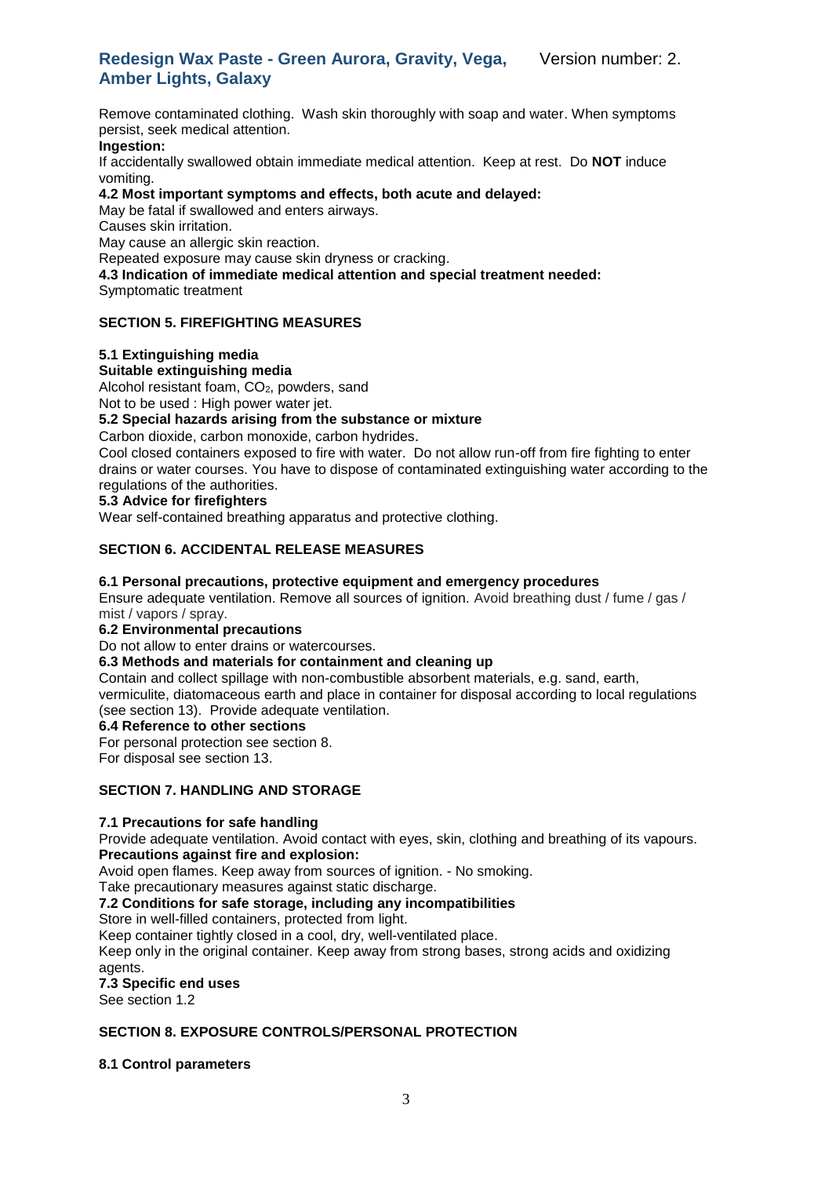Remove contaminated clothing. Wash skin thoroughly with soap and water. When symptoms persist, seek medical attention.

**Ingestion:**

If accidentally swallowed obtain immediate medical attention. Keep at rest. Do **NOT** induce vomiting.

**4.2 Most important symptoms and effects, both acute and delayed:**

May be fatal if swallowed and enters airways.

Causes skin irritation.

May cause an allergic skin reaction.

Repeated exposure may cause skin dryness or cracking.

**4.3 Indication of immediate medical attention and special treatment needed:**

Symptomatic treatment

## SECTION 5. FIREFIGHTING MEASURES

**5.1 Extinguishing media**

**Suitable extinguishing media**

Alcohol resistant foam, $CO_2$, powders, sand

Not to be used : High power water jet.

**5.2 Special hazards arising from the substance or mixture**

Carbon dioxide, carbon monoxide, carbon hydrides.

Cool closed containers exposed to fire with water. Do not allow run-off from fire fighting to enter drains or water courses. You have to dispose of contaminated extinguishing water according to the regulations of the authorities.

**5.3 Advice for firefighters**

Wear self-contained breathing apparatus and protective clothing.

## SECTION 6. ACCIDENTAL RELEASE MEASURES

**6.1 Personal precautions, protective equipment and emergency procedures**

Ensure adequate ventilation. Remove all sources of ignition. Avoid breathing dust / fume / gas / mist / vapors / spray.

**6.2 Environmental precautions**

Do not allow to enter drains or watercourses.

**6.3 Methods and materials for containment and cleaning up**

Contain and collect spillage with non-combustible absorbent materials, e.g. sand, earth, vermiculite, diatomaceous earth and place in container for disposal according to local regulations (see section 13). Provide adequate ventilation.

**6.4 Reference to other sections**

For personal protection see section 8.

For disposal see section 13.

## SECTION 7. HANDLING AND STORAGE

**7.1 Precautions for safe handling**

Provide adequate ventilation. Avoid contact with eyes, skin, clothing and breathing of its vapours.

**Precautions against fire and explosion:**

Avoid open flames. Keep away from sources of ignition. - No smoking.

Take precautionary measures against static discharge.

**7.2 Conditions for safe storage, including any incompatibilities**

Store in well-filled containers, protected from light.

Keep container tightly closed in a cool, dry, well-ventilated place.

Keep only in the original container. Keep away from strong bases, strong acids and oxidizing agents.

**7.3 Specific end uses**

See section 1.2

## SECTION 8. EXPOSURE CONTROLS/PERSONAL PROTECTION

**8.1 Control parameters**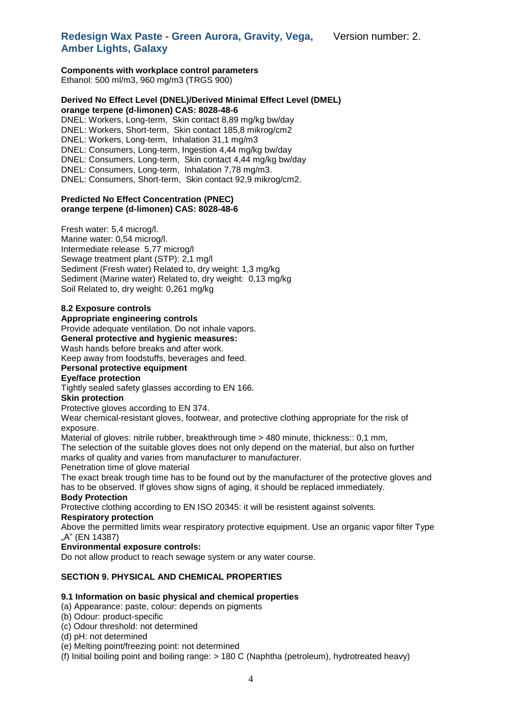**Components with workplace control parameters**
Ethanol: 500 ml/m3, 960 mg/m3 (TRGS 900)

**Derived No Effect Level (DNEL)/Derived Minimal Effect Level (DMEL)**
**orange terpene (d-limonen) CAS: 8028-48-6**
DNEL: Workers, Long-term, Skin contact 8,89 mg/kg bw/day
DNEL: Workers, Short-term, Skin contact 185,8 mikrog/cm2
DNEL: Workers, Long-term, Inhalation 31,1 mg/m3
DNEL: Consumers, Long-term, Ingestion 4,44 mg/kg bw/day
DNEL: Consumers, Long-term, Skin contact 4,44 mg/kg bw/day
DNEL: Consumers, Long-term, Inhalation 7,78 mg/m3.
DNEL: Consumers, Short-term, Skin contact 92,9 mikrog/cm2.

**Predicted No Effect Concentration (PNEC)**
**orange terpene (d-limonen) CAS: 8028-48-6**

Fresh water: 5,4 microg/l.
Marine water: 0,54 microg/l.
Intermediate release 5,77 microg/l
Sewage treatment plant (STP): 2,1 mg/l
Sediment (Fresh water) Related to, dry weight: 1,3 mg/kg
Sediment (Marine water) Related to, dry weight: 0,13 mg/kg
Soil Related to, dry weight: 0,261 mg/kg

**8.2 Exposure controls**
**Appropriate engineering controls**
Provide adequate ventilation. Do not inhale vapors.
**General protective and hygienic measures:**
Wash hands before breaks and after work.
Keep away from foodstuffs, beverages and feed.
**Personal protective equipment**
**Eye/face protection**
Tightly sealed safety glasses according to EN 166.
**Skin protection**
Protective gloves according to EN 374.
Wear chemical-resistant gloves, footwear, and protective clothing appropriate for the risk of exposure.
Material of gloves: nitrile rubber, breakthrough time > 480 minute, thickness:: 0,1 mm,
The selection of the suitable gloves does not only depend on the material, but also on further marks of quality and varies from manufacturer to manufacturer.
Penetration time of glove material
The exact break trough time has to be found out by the manufacturer of the protective gloves and has to be observed. If gloves show signs of aging, it should be replaced immediately.
**Body Protection**
Protective clothing according to EN ISO 20345: it will be resistent against solvents.
**Respiratory protection**
Above the permitted limits wear respiratory protective equipment. Use an organic vapor filter Type „A" (EN 14387)
**Environmental exposure controls:**
Do not allow product to reach sewage system or any water course.

## SECTION 9. PHYSICAL AND CHEMICAL PROPERTIES

**9.1 Information on basic physical and chemical properties**
(a) Appearance: paste, colour: depends on pigments
(b) Odour: product-specific
(c) Odour threshold: not determined
(d) pH: not determined
(e) Melting point/freezing point: not determined
(f) Initial boiling point and boiling range: > 180 C (Naphtha (petroleum), hydrotreated heavy)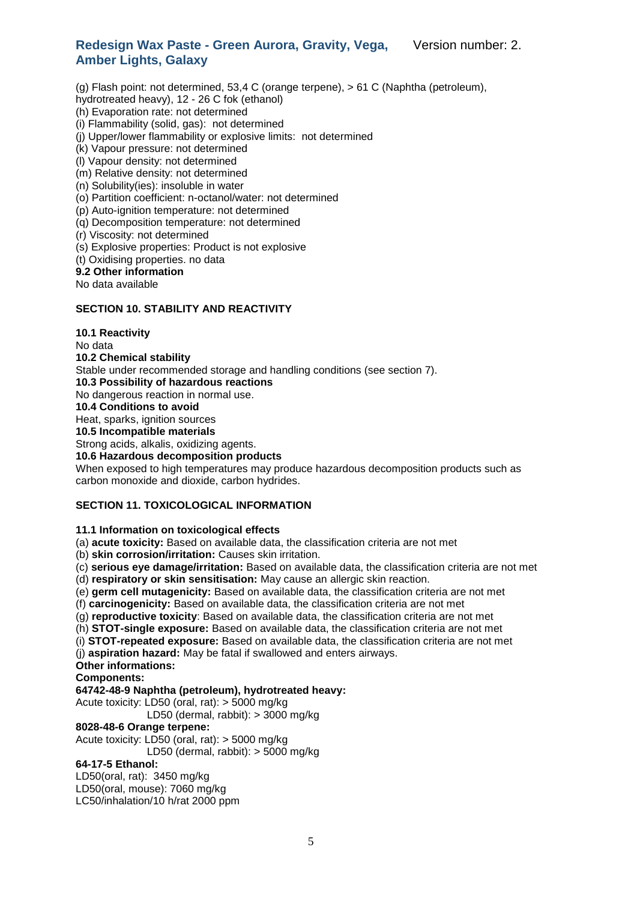(g) Flash point: not determined, 53,4 C (orange terpene), > 61 C (Naphtha (petroleum), hydrotreated heavy), 12 - 26 C fok (ethanol)
(h) Evaporation rate: not determined
(i) Flammability (solid, gas): not determined
(j) Upper/lower flammability or explosive limits: not determined
(k) Vapour pressure: not determined
(l) Vapour density: not determined
(m) Relative density: not determined
(n) Solubility(ies): insoluble in water
(o) Partition coefficient: n-octanol/water: not determined
(p) Auto-ignition temperature: not determined
(q) Decomposition temperature: not determined
(r) Viscosity: not determined
(s) Explosive properties: Product is not explosive
(t) Oxidising properties. no data

**9.2 Other information**

No data available

## SECTION 10. STABILITY AND REACTIVITY

**10.1 Reactivity**

No data

**10.2 Chemical stability**

Stable under recommended storage and handling conditions (see section 7).

**10.3 Possibility of hazardous reactions**

No dangerous reaction in normal use.

**10.4 Conditions to avoid**

Heat, sparks, ignition sources

**10.5 Incompatible materials**

Strong acids, alkalis, oxidizing agents.

**10.6 Hazardous decomposition products**

When exposed to high temperatures may produce hazardous decomposition products such as carbon monoxide and dioxide, carbon hydrides.

## SECTION 11. TOXICOLOGICAL INFORMATION

**11.1 Information on toxicological effects**

(a) **acute toxicity:** Based on available data, the classification criteria are not met
(b) **skin corrosion/irritation:** Causes skin irritation.
(c) **serious eye damage/irritation:** Based on available data, the classification criteria are not met
(d) **respiratory or skin sensitisation:** May cause an allergic skin reaction.
(e) **germ cell mutagenicity:** Based on available data, the classification criteria are not met
(f) **carcinogenicity:** Based on available data, the classification criteria are not met
(g) **reproductive toxicity**: Based on available data, the classification criteria are not met
(h) **STOT-single exposure:** Based on available data, the classification criteria are not met
(i) **STOT-repeated exposure:** Based on available data, the classification criteria are not met
(j) **aspiration hazard:** May be fatal if swallowed and enters airways.

**Other informations:**

**Components:**

**64742-48-9 Naphtha (petroleum), hydrotreated heavy:**

Acute toxicity: LD50 (oral, rat): > 5000 mg/kg
LD50 (dermal, rabbit): > 3000 mg/kg

**8028-48-6 Orange terpene:**

Acute toxicity: LD50 (oral, rat): > 5000 mg/kg
LD50 (dermal, rabbit): > 5000 mg/kg

**64-17-5 Ethanol:**

LD50(oral, rat): 3450 mg/kg
LD50(oral, mouse): 7060 mg/kg
LC50/inhalation/10 h/rat 2000 ppm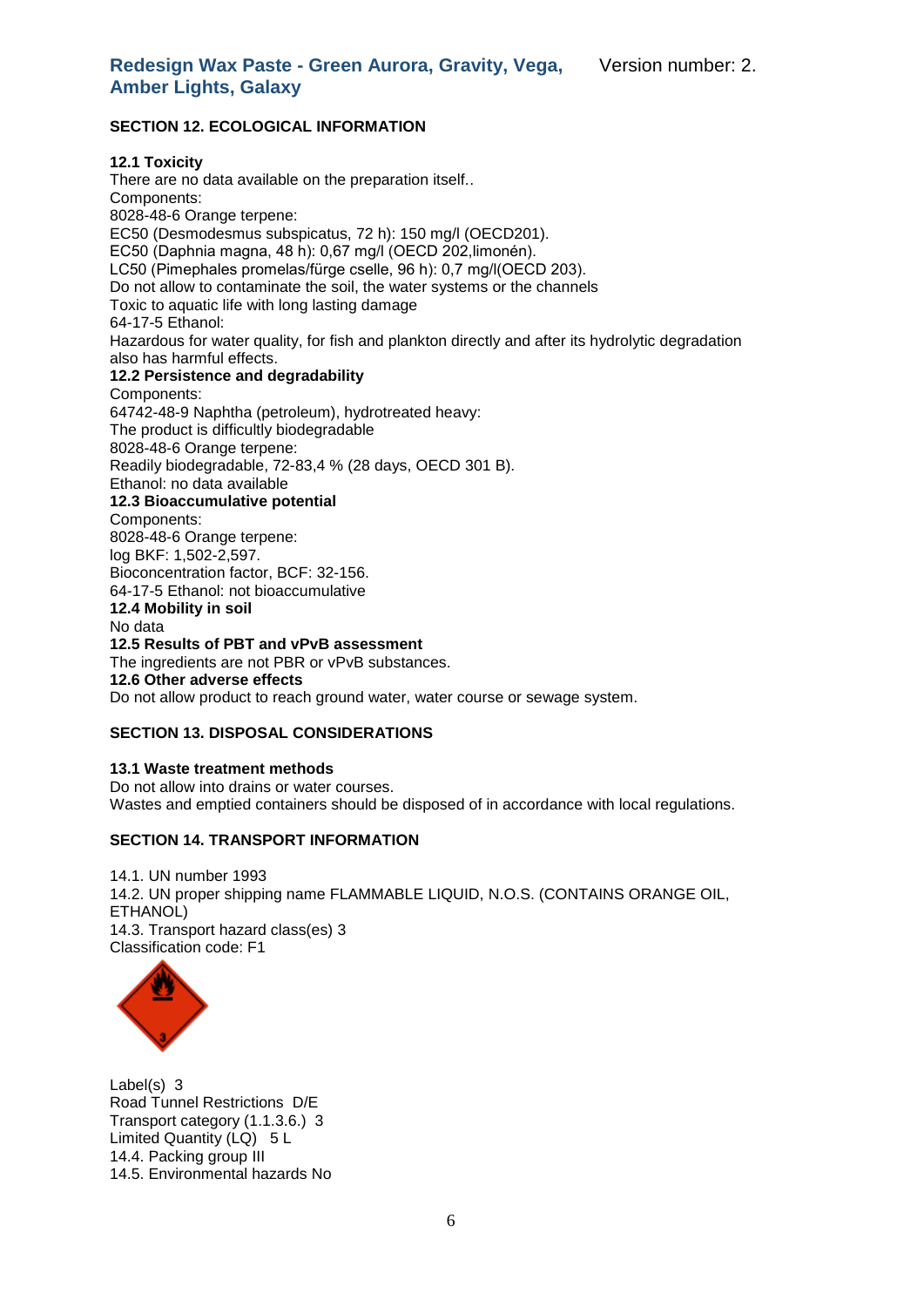## SECTION 12. ECOLOGICAL INFORMATION

**12.1 Toxicity**

There are no data available on the preparation itself..
Components:
8028-48-6 Orange terpene:
EC50 (Desmodesmus subspicatus, 72 h): 150 mg/l (OECD201).
EC50 (Daphnia magna, 48 h): 0,67 mg/l (OECD 202,limonén).
LC50 (Pimephales promelas/fürge cselle, 96 h): 0,7 mg/l(OECD 203).
Do not allow to contaminate the soil, the water systems or the channels
Toxic to aquatic life with long lasting damage
64-17-5 Ethanol:
Hazardous for water quality, for fish and plankton directly and after its hydrolytic degradation also has harmful effects.

**12.2 Persistence and degradability**

Components:
64742-48-9 Naphtha (petroleum), hydrotreated heavy:
The product is difficultly biodegradable
8028-48-6 Orange terpene:
Readily biodegradable, 72-83,4 % (28 days, OECD 301 B).
Ethanol: no data available

**12.3 Bioaccumulative potential**

Components:
8028-48-6 Orange terpene:
log BKF: 1,502-2,597.
Bioconcentration factor, BCF: 32-156.
64-17-5 Ethanol: not bioaccumulative

**12.4 Mobility in soil**

No data

**12.5 Results of PBT and vPvB assessment**

The ingredients are not PBR or vPvB substances.

**12.6 Other adverse effects**

Do not allow product to reach ground water, water course or sewage system.

## SECTION 13. DISPOSAL CONSIDERATIONS

**13.1 Waste treatment methods**

Do not allow into drains or water courses.
Wastes and emptied containers should be disposed of in accordance with local regulations.

## SECTION 14. TRANSPORT INFORMATION

14.1. UN number 1993
14.2. UN proper shipping name FLAMMABLE LIQUID, N.O.S. (CONTAINS ORANGE OIL, ETHANOL)
14.3. Transport hazard class(es) 3
Classification code: F1

Label(s) 3
Road Tunnel Restrictions D/E
Transport category (1.1.3.6.) 3
Limited Quantity (LQ) 5 L
14.4. Packing group III
14.5. Environmental hazards No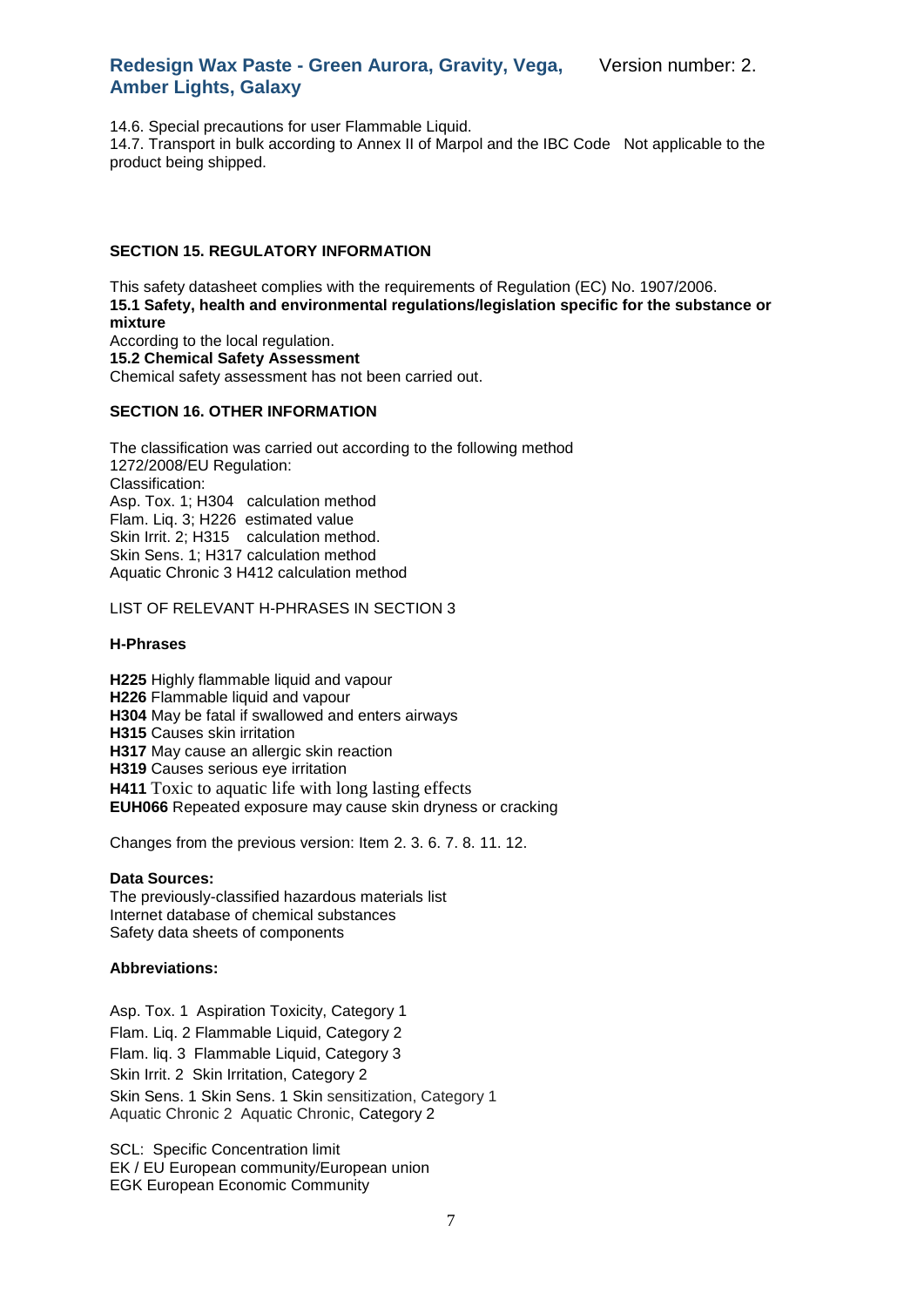14.6. Special precautions for user Flammable Liquid.
14.7. Transport in bulk according to Annex II of Marpol and the IBC Code   Not applicable to the product being shipped.

## SECTION 15. REGULATORY INFORMATION

This safety datasheet complies with the requirements of Regulation (EC) No. 1907/2006.

**15.1 Safety, health and environmental regulations/legislation specific for the substance or mixture**

According to the local regulation.

**15.2 Chemical Safety Assessment**

Chemical safety assessment has not been carried out.

## SECTION 16. OTHER INFORMATION

The classification was carried out according to the following method
1272/2008/EU Regulation:
Classification:
Asp. Tox. 1; H304   calculation method
Flam. Liq. 3; H226  estimated value
Skin Irrit. 2; H315    calculation method.
Skin Sens. 1; H317 calculation method
Aquatic Chronic 3 H412 calculation method

LIST OF RELEVANT H-PHRASES IN SECTION 3

**H-Phrases**

**H225** Highly flammable liquid and vapour
**H226** Flammable liquid and vapour
**H304** May be fatal if swallowed and enters airways
**H315** Causes skin irritation
**H317** May cause an allergic skin reaction
**H319** Causes serious eye irritation
**H411** Toxic to aquatic life with long lasting effects
**EUH066** Repeated exposure may cause skin dryness or cracking

Changes from the previous version: Item 2. 3. 6. 7. 8. 11. 12.

**Data Sources:**

The previously-classified hazardous materials list
Internet database of chemical substances
Safety data sheets of components

**Abbreviations:**

Asp. Tox. 1  Aspiration Toxicity, Category 1
Flam. Liq. 2 Flammable Liquid, Category 2
Flam. liq. 3  Flammable Liquid, Category 3
Skin Irrit. 2  Skin Irritation, Category 2
Skin Sens. 1 Skin Sens. 1 Skin sensitization, Category 1
Aquatic Chronic 2  Aquatic Chronic, Category 2

SCL:  Specific Concentration limit
EK / EU European community/European union
EGK European Economic Community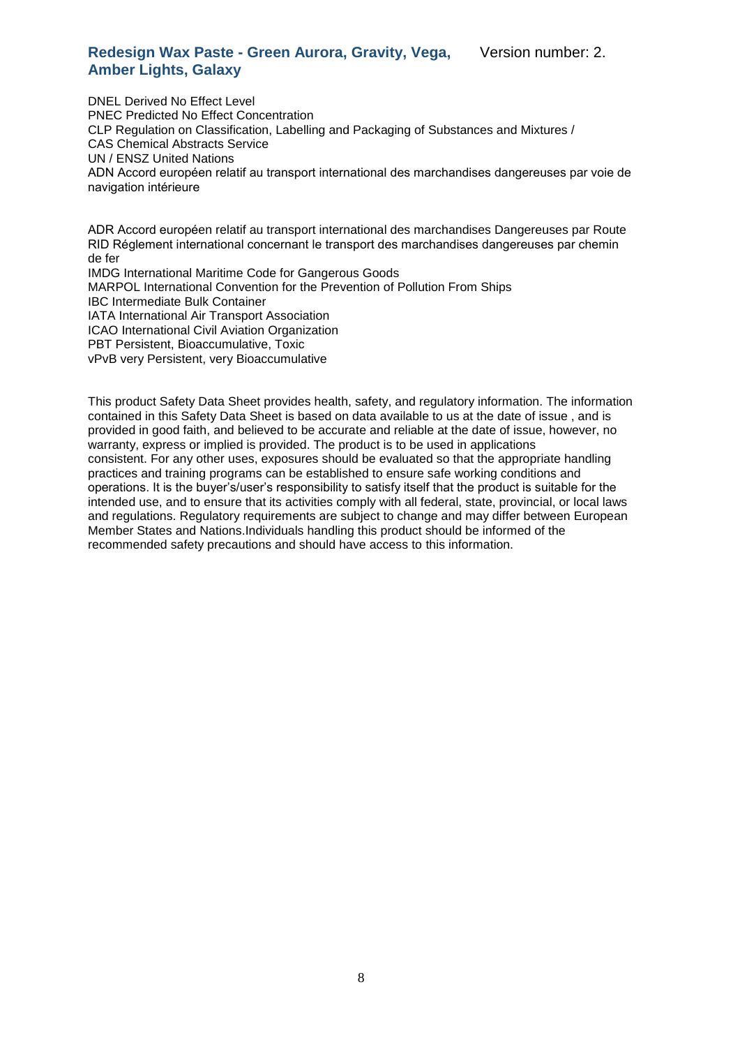DNEL Derived No Effect Level
PNEC Predicted No Effect Concentration
CLP Regulation on Classification, Labelling and Packaging of Substances and Mixtures /
CAS Chemical Abstracts Service
UN / ENSZ United Nations
ADN Accord européen relatif au transport international des marchandises dangereuses par voie de navigation intérieure

ADR Accord européen relatif au transport international des marchandises Dangereuses par Route
RID Réglement international concernant le transport des marchandises dangereuses par chemin de fer
IMDG International Maritime Code for Gangerous Goods
MARPOL International Convention for the Prevention of Pollution From Ships
IBC Intermediate Bulk Container
IATA International Air Transport Association
ICAO International Civil Aviation Organization
PBT Persistent, Bioaccumulative, Toxic
vPvB very Persistent, very Bioaccumulative

This product Safety Data Sheet provides health, safety, and regulatory information. The information contained in this Safety Data Sheet is based on data available to us at the date of issue , and is provided in good faith, and believed to be accurate and reliable at the date of issue, however, no warranty, express or implied is provided. The product is to be used in applications consistent. For any other uses, exposures should be evaluated so that the appropriate handling practices and training programs can be established to ensure safe working conditions and operations. It is the buyer's/user's responsibility to satisfy itself that the product is suitable for the intended use, and to ensure that its activities comply with all federal, state, provincial, or local laws and regulations. Regulatory requirements are subject to change and may differ between European Member States and Nations.Individuals handling this product should be informed of the recommended safety precautions and should have access to this information.